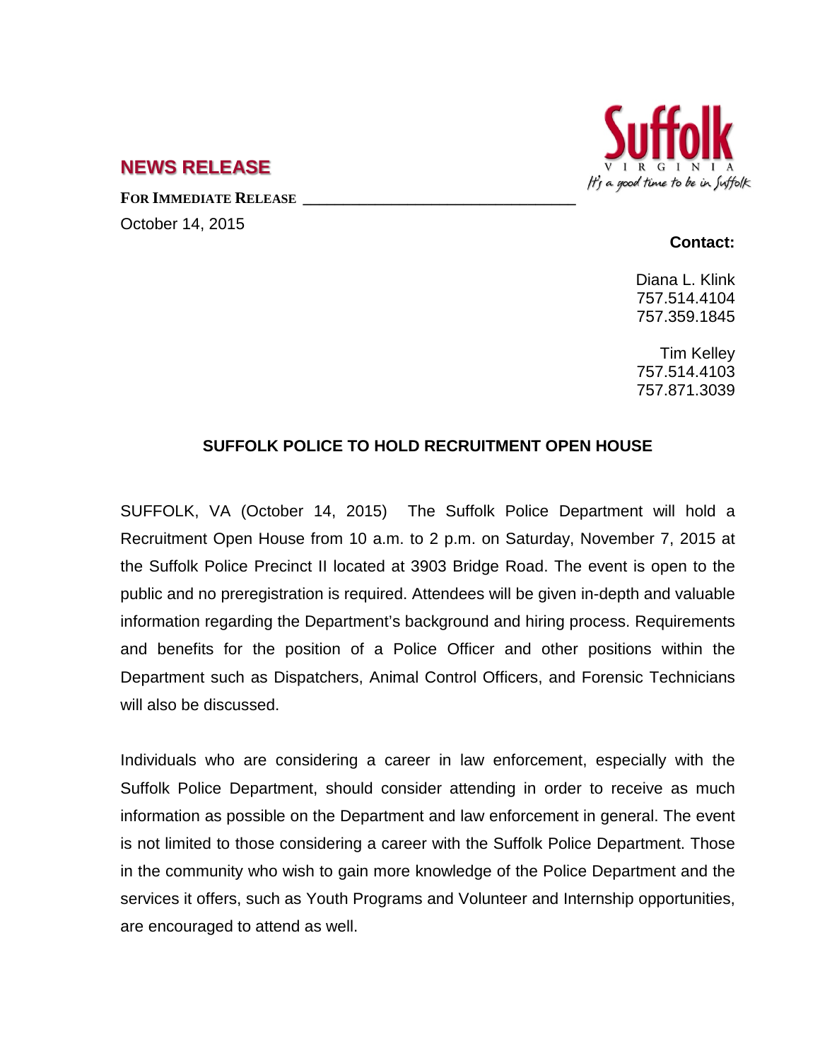## NEWS RELEASE

**FOR IMMEDIATE RELEASE**

October 14, 2015

**Contact:**

Diana L. Klink
757.514.4104
757.359.1845

Tim Kelley
757.514.4103
757.871.3039

### SUFFOLK POLICE TO HOLD RECRUITMENT OPEN HOUSE

SUFFOLK, VA (October 14, 2015) The Suffolk Police Department will hold a Recruitment Open House from 10 a.m. to 2 p.m. on Saturday, November 7, 2015 at the Suffolk Police Precinct II located at 3903 Bridge Road. The event is open to the public and no preregistration is required. Attendees will be given in-depth and valuable information regarding the Department's background and hiring process. Requirements and benefits for the position of a Police Officer and other positions within the Department such as Dispatchers, Animal Control Officers, and Forensic Technicians will also be discussed.

Individuals who are considering a career in law enforcement, especially with the Suffolk Police Department, should consider attending in order to receive as much information as possible on the Department and law enforcement in general. The event is not limited to those considering a career with the Suffolk Police Department. Those in the community who wish to gain more knowledge of the Police Department and the services it offers, such as Youth Programs and Volunteer and Internship opportunities, are encouraged to attend as well.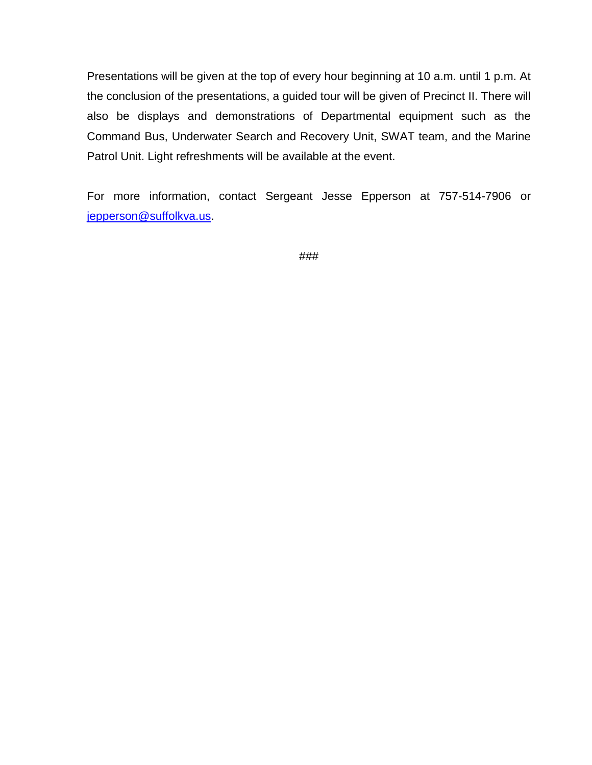Presentations will be given at the top of every hour beginning at 10 a.m. until 1 p.m. At the conclusion of the presentations, a guided tour will be given of Precinct II. There will also be displays and demonstrations of Departmental equipment such as the Command Bus, Underwater Search and Recovery Unit, SWAT team, and the Marine Patrol Unit. Light refreshments will be available at the event.

For more information, contact Sergeant Jesse Epperson at 757-514-7906 or jepperson@suffolkva.us.

###